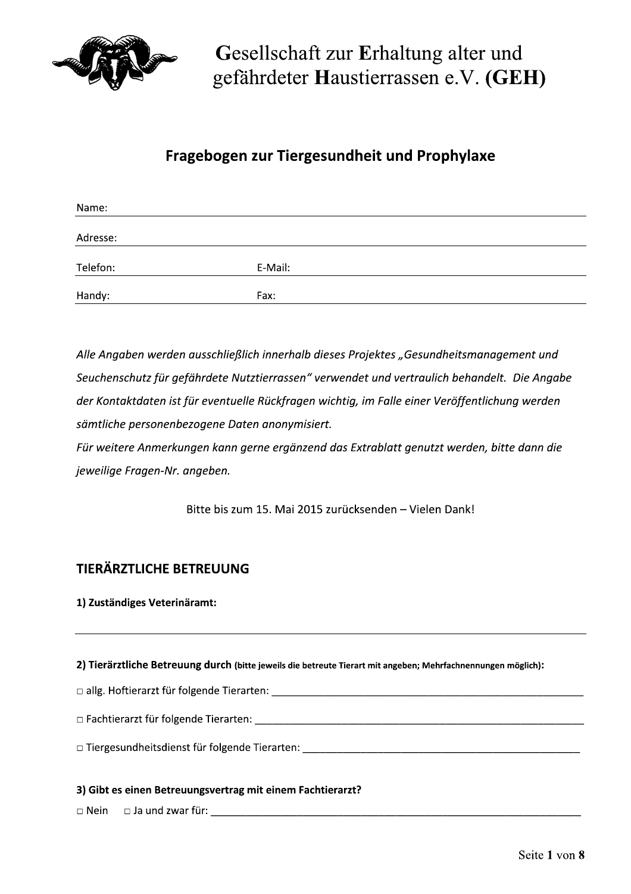# Gesellschaft zur Erhaltung alter und gefährdeter Haustierrassen e.V. (GEH)

## Fragebogen zur Tiergesundheit und Prophylaxe

Name: ______________________________

Adresse: ______________________________

Telefon: ______________ E-Mail: ______________

Handy: ______________ Fax: ______________

*Alle Angaben werden ausschließlich innerhalb dieses Projektes „Gesundheitsmanagement und Seuchenschutz für gefährdete Nutztierrassen" verwendet und vertraulich behandelt. Die Angabe der Kontaktdaten ist für eventuelle Rückfragen wichtig, im Falle einer Veröffentlichung werden sämtliche personenbezogene Daten anonymisiert.*
*Für weitere Anmerkungen kann gerne ergänzend das Extrablatt genutzt werden, bitte dann die jeweilige Fragen-Nr. angeben.*

Bitte bis zum 15. Mai 2015 zurücksenden – Vielen Dank!

## TIERÄRZTLICHE BETREUUNG

**1) Zuständiges Veterinäramt:**

______________________________

**2) Tierärztliche Betreuung durch** **(bitte jeweils die betreute Tierart mit angeben; Mehrfachnennungen möglich):**

□ allg. Hoftierarzt für folgende Tierarten: ______________________________

□ Fachtierarzt für folgende Tierarten: ______________________________

□ Tiergesundheitsdienst für folgende Tierarten: ______________________________

**3) Gibt es einen Betreuungsvertrag mit einem Fachtierarzt?**

□ Nein □ Ja und zwar für: ______________________________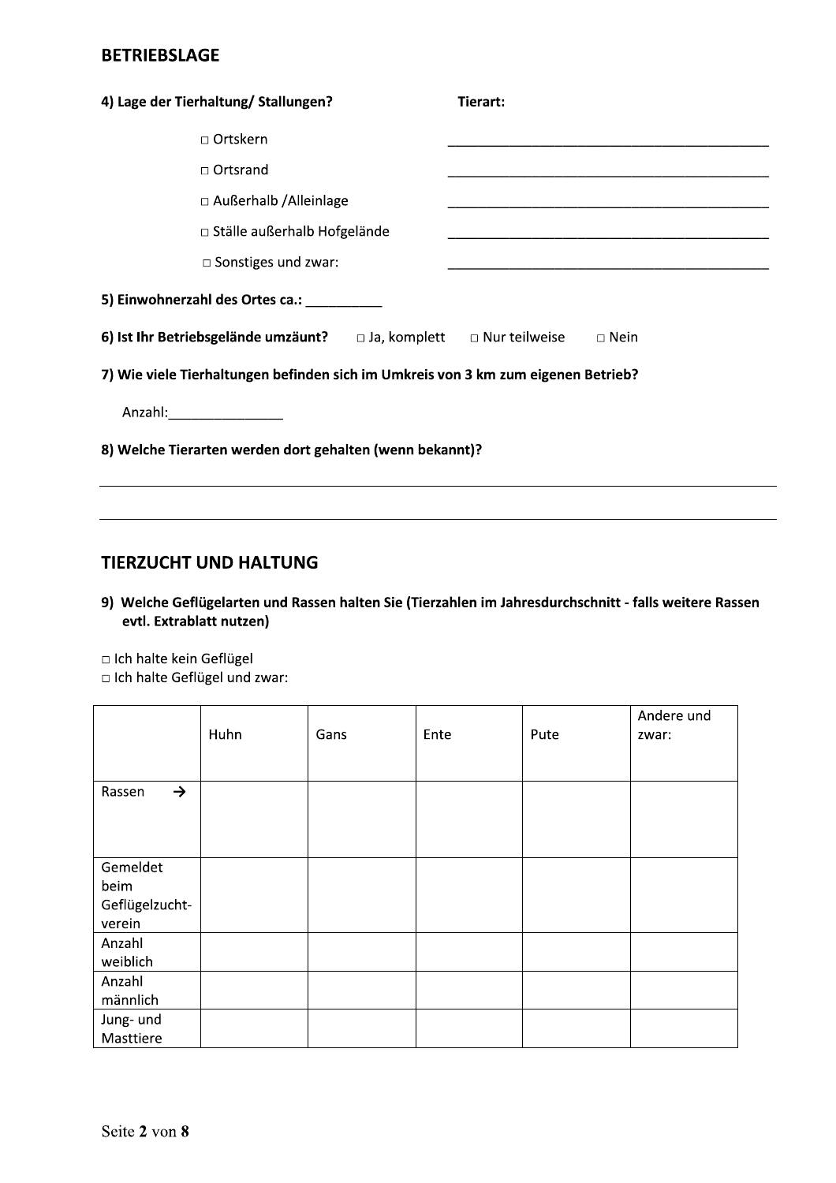## BETRIEBSLAGE

**4) Lage der Tierhaltung/ Stallungen?** **Tierart:**

□ Ortskern ___________________________________________

□ Ortsrand ___________________________________________

□ Außerhalb /Alleinlage ___________________________________________

□ Ställe außerhalb Hofgelände ___________________________________________

□ Sonstiges und zwar: ___________________________________________

**5) Einwohnerzahl des Ortes ca.:** __________

**6) Ist Ihr Betriebsgelände umzäunt?** □ Ja, komplett □ Nur teilweise □ Nein

**7) Wie viele Tierhaltungen befinden sich im Umkreis von 3 km zum eigenen Betrieb?**

Anzahl:_______________

**8) Welche Tierarten werden dort gehalten (wenn bekannt)?**

___________________________________________________________________________

___________________________________________________________________________

## TIERZUCHT UND HALTUNG

**9) Welche Geflügelarten und Rassen halten Sie (Tierzahlen im Jahresdurchschnitt - falls weitere Rassen evtl. Extrablatt nutzen)**

□ Ich halte kein Geflügel
□ Ich halte Geflügel und zwar:

| | Huhn | Gans | Ente | Pute | Andere und zwar: |
|---|---|---|---|---|---|
| Rassen → | | | | | |
| Gemeldet beim Geflügelzucht-verein | | | | | |
| Anzahl weiblich | | | | | |
| Anzahl männlich | | | | | |
| Jung- und Masttiere | | | | | |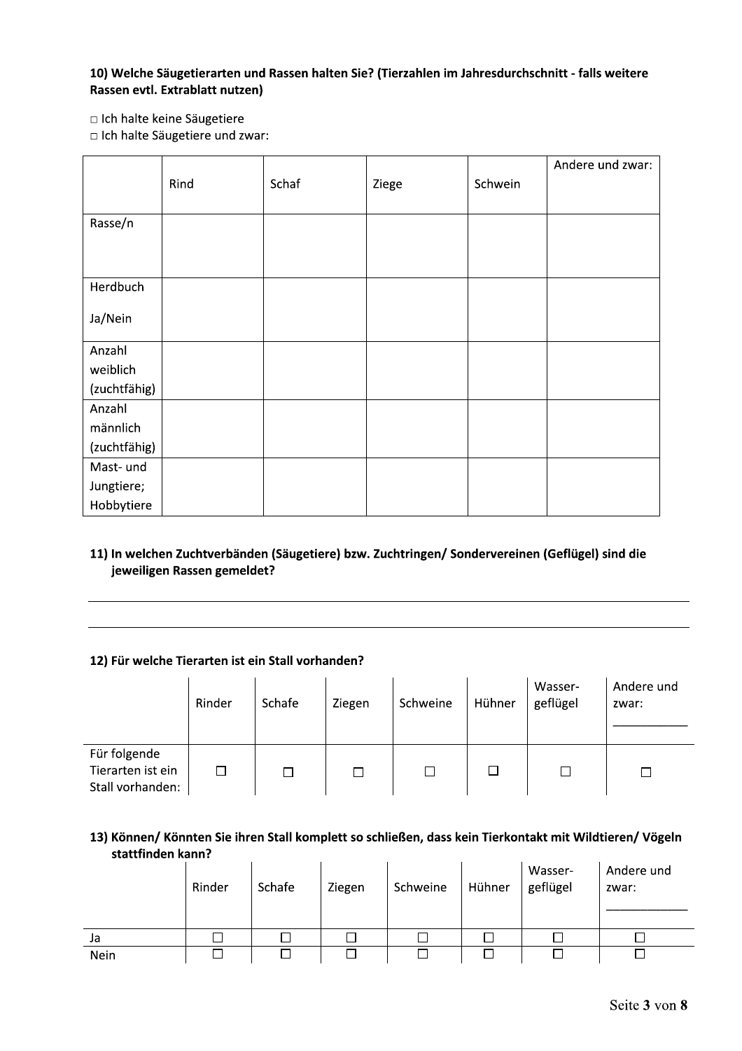**10) Welche Säugetierarten und Rassen halten Sie? (Tierzahlen im Jahresdurchschnitt - falls weitere Rassen evtl. Extrablatt nutzen)**

□ Ich halte keine Säugetiere
□ Ich halte Säugetiere und zwar:

| | Rind | Schaf | Ziege | Schwein | Andere und zwar: |
|---|---|---|---|---|---|
| Rasse/n | | | | | |
| Herdbuch Ja/Nein | | | | | |
| Anzahl weiblich (zuchtfähig) | | | | | |
| Anzahl männlich (zuchtfähig) | | | | | |
| Mast- und Jungtiere; Hobbytiere | | | | | |

**11) In welchen Zuchtverbänden (Säugetiere) bzw. Zuchtringen/ Sondervereinen (Geflügel) sind die jeweiligen Rassen gemeldet?**

______________________________________________________________________

______________________________________________________________________

**12) Für welche Tierarten ist ein Stall vorhanden?**

| | Rinder | Schafe | Ziegen | Schweine | Hühner | Wasser-geflügel | Andere und zwar: ___________ |
|---|---|---|---|---|---|---|---|
| Für folgende Tierarten ist ein Stall vorhanden: | ☐ | ☐ | ☐ | ☐ | ☐ | ☐ | ☐ |

**13) Können/ Könnten Sie ihren Stall komplett so schließen, dass kein Tierkontakt mit Wildtieren/ Vögeln stattfinden kann?**

| | Rinder | Schafe | Ziegen | Schweine | Hühner | Wasser-geflügel | Andere und zwar: ___________ |
|---|---|---|---|---|---|---|---|
| Ja | ☐ | ☐ | ☐ | ☐ | ☐ | ☐ | ☐ |
| Nein | ☐ | ☐ | ☐ | ☐ | ☐ | ☐ | ☐ |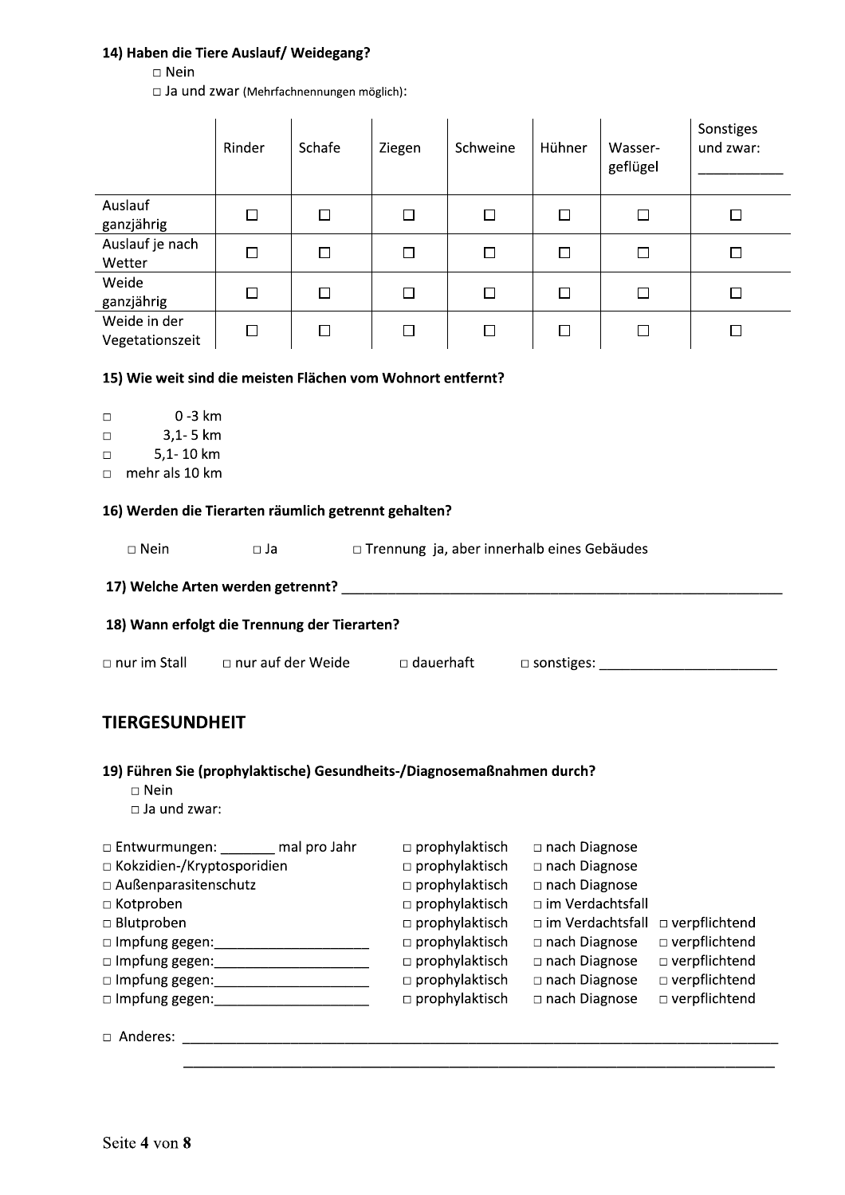**14) Haben die Tiere Auslauf/ Weidegang?**

□ Nein

□ Ja und zwar (Mehrfachnennungen möglich):

| | Rinder | Schafe | Ziegen | Schweine | Hühner | Wasser-geflügel | Sonstiges und zwar: ___________ |
|---|---|---|---|---|---|---|---|
| Auslauf ganzjährig | ☐ | ☐ | ☐ | ☐ | ☐ | ☐ | ☐ |
| Auslauf je nach Wetter | ☐ | ☐ | ☐ | ☐ | ☐ | ☐ | ☐ |
| Weide ganzjährig | ☐ | ☐ | ☐ | ☐ | ☐ | ☐ | ☐ |
| Weide in der Vegetationszeit | ☐ | ☐ | ☐ | ☐ | ☐ | ☐ | ☐ |

**15) Wie weit sind die meisten Flächen vom Wohnort entfernt?**

□ 0 -3 km
□ 3,1- 5 km
□ 5,1- 10 km
□ mehr als 10 km

**16) Werden die Tierarten räumlich getrennt gehalten?**

□ Nein    □ Ja    □ Trennung ja, aber innerhalb eines Gebäudes

**17) Welche Arten werden getrennt?** ____________________________________________________________

**18) Wann erfolgt die Trennung der Tierarten?**

□ nur im Stall    □ nur auf der Weide    □ dauerhaft    □ sonstiges: _______________________

## TIERGESUNDHEIT

**19) Führen Sie (prophylaktische) Gesundheits-/Diagnosemaßnahmen durch?**

□ Nein

□ Ja und zwar:

□ Entwurmungen: _______ mal pro Jahr    □ prophylaktisch    □ nach Diagnose
□ Kokzidien-/Kryptosporidien    □ prophylaktisch    □ nach Diagnose
□ Außenparasitenschutz    □ prophylaktisch    □ nach Diagnose
□ Kotproben    □ prophylaktisch    □ im Verdachtsfall
□ Blutproben    □ prophylaktisch    □ im Verdachtsfall    □ verpflichtend
□ Impfung gegen:____________________    □ prophylaktisch    □ nach Diagnose    □ verpflichtend
□ Impfung gegen:____________________    □ prophylaktisch    □ nach Diagnose    □ verpflichtend
□ Impfung gegen:____________________    □ prophylaktisch    □ nach Diagnose    □ verpflichtend
□ Impfung gegen:____________________    □ prophylaktisch    □ nach Diagnose    □ verpflichtend

□ Anderes: ______________________________________________________________________________

______________________________________________________________________________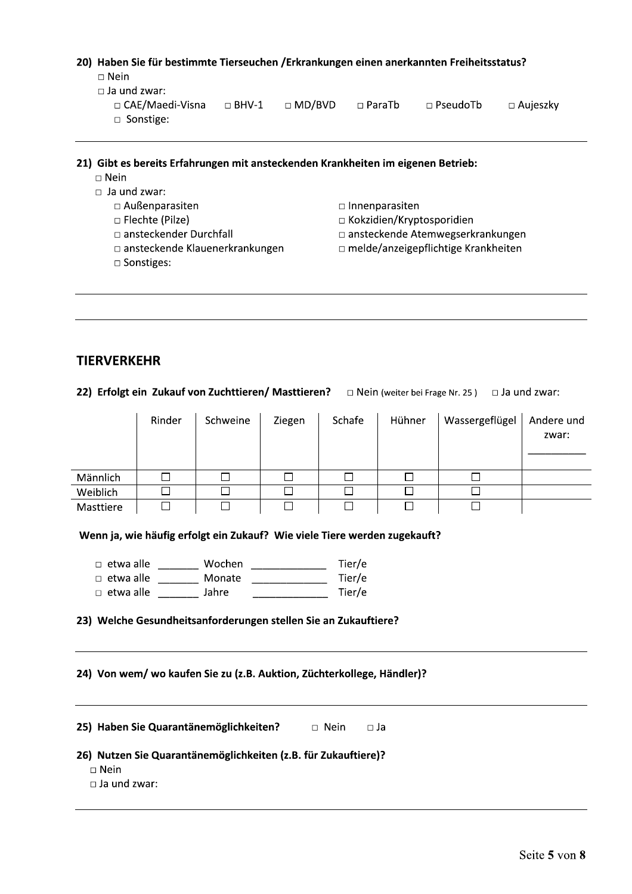**20) Haben Sie für bestimmte Tierseuchen /Erkrankungen einen anerkannten Freiheitsstatus?**

□ Nein

□ Ja und zwar:

□ CAE/Maedi-Visna □ BHV-1 □ MD/BVD □ ParaTb □ PseudoTb □ Aujeszky

□ Sonstige:

---

**21) Gibt es bereits Erfahrungen mit ansteckenden Krankheiten im eigenen Betrieb:**

□ Nein

□ Ja und zwar:

□ Außenparasiten
□ Innenparasiten
□ Flechte (Pilze)
□ Kokzidien/Kryptosporidien
□ ansteckender Durchfall
□ ansteckende Atemwegserkrankungen
□ ansteckende Klauenerkrankungen
□ melde/anzeigepflichtige Krankheiten
□ Sonstiges:

---

---

## TIERVERKEHR

**22) Erfolgt ein Zukauf von Zuchttieren/ Masttieren?** □ Nein (weiter bei Frage Nr. 25 ) □ Ja und zwar:

| | Rinder | Schweine | Ziegen | Schafe | Hühner | Wassergeflügel | Andere und zwar: ________ |
|---|---|---|---|---|---|---|---|
| Männlich | ☐ | ☐ | ☐ | ☐ | ☐ | ☐ | |
| Weiblich | ☐ | ☐ | ☐ | ☐ | ☐ | ☐ | |
| Masttiere | ☐ | ☐ | ☐ | ☐ | ☐ | ☐ | |

**Wenn ja, wie häufig erfolgt ein Zukauf? Wie viele Tiere werden zugekauft?**

□ etwa alle _______ Wochen _____________ Tier/e

□ etwa alle _______ Monate _____________ Tier/e

□ etwa alle _______ Jahre _____________ Tier/e

**23) Welche Gesundheitsanforderungen stellen Sie an Zukauftiere?**

---

**24) Von wem/ wo kaufen Sie zu (z.B. Auktion, Züchterkollege, Händler)?**

---

**25) Haben Sie Quarantänemöglichkeiten?** □ Nein □ Ja

**26) Nutzen Sie Quarantänemöglichkeiten (z.B. für Zukauftiere)?**

□ Nein

□ Ja und zwar:

---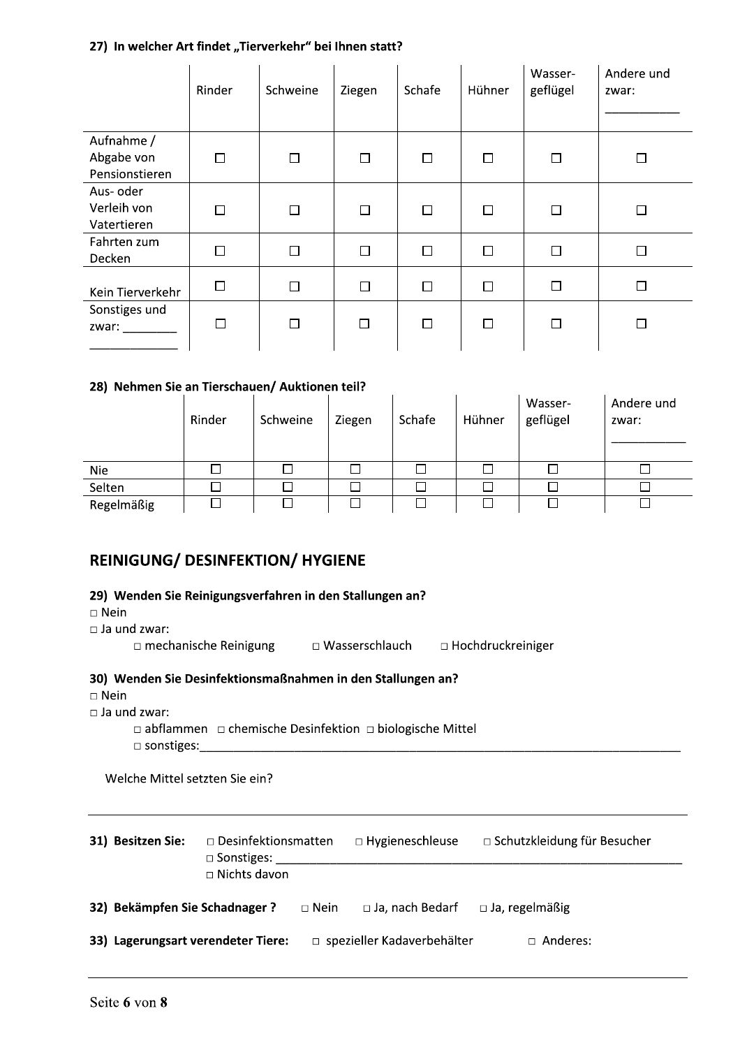**27) In welcher Art findet „Tierverkehr“ bei Ihnen statt?**

| | Rinder | Schweine | Ziegen | Schafe | Hühner | Wasser-geflügel | Andere und zwar: ___________ |
|---|---|---|---|---|---|---|---|
| Aufnahme / Abgabe von Pensionstieren | ☐ | ☐ | ☐ | ☐ | ☐ | ☐ | ☐ |
| Aus- oder Verleih von Vatertieren | ☐ | ☐ | ☐ | ☐ | ☐ | ☐ | ☐ |
| Fahrten zum Decken | ☐ | ☐ | ☐ | ☐ | ☐ | ☐ | ☐ |
| Kein Tierverkehr | ☐ | ☐ | ☐ | ☐ | ☐ | ☐ | ☐ |
| Sonstiges und zwar: ________ _____________ | ☐ | ☐ | ☐ | ☐ | ☐ | ☐ | ☐ |

**28) Nehmen Sie an Tierschauen/ Auktionen teil?**

| | Rinder | Schweine | Ziegen | Schafe | Hühner | Wasser-geflügel | Andere und zwar: ___________ |
|---|---|---|---|---|---|---|---|
| Nie | ☐ | ☐ | ☐ | ☐ | ☐ | ☐ | ☐ |
| Selten | ☐ | ☐ | ☐ | ☐ | ☐ | ☐ | ☐ |
| Regelmäßig | ☐ | ☐ | ☐ | ☐ | ☐ | ☐ | ☐ |

## REINIGUNG/ DESINFEKTION/ HYGIENE

**29) Wenden Sie Reinigungsverfahren in den Stallungen an?**

□ Nein
□ Ja und zwar:
□ mechanische Reinigung □ Wasserschlauch □ Hochdruckreiniger

**30) Wenden Sie Desinfektionsmaßnahmen in den Stallungen an?**

□ Nein
□ Ja und zwar:
□ abflammen □ chemische Desinfektion □ biologische Mittel
□ sonstiges:___________________________________________________________________________

Welche Mittel setzten Sie ein?

---

**31) Besitzen Sie:** □ Desinfektionsmatten □ Hygieneschleuse □ Schutzkleidung für Besucher
□ Sonstiges: _______________________________________________________________
□ Nichts davon

**32) Bekämpfen Sie Schadnager ?** □ Nein □ Ja, nach Bedarf □ Ja, regelmäßig

**33) Lagerungsart verendeter Tiere:** □ spezieller Kadaverbehälter □ Anderes:

---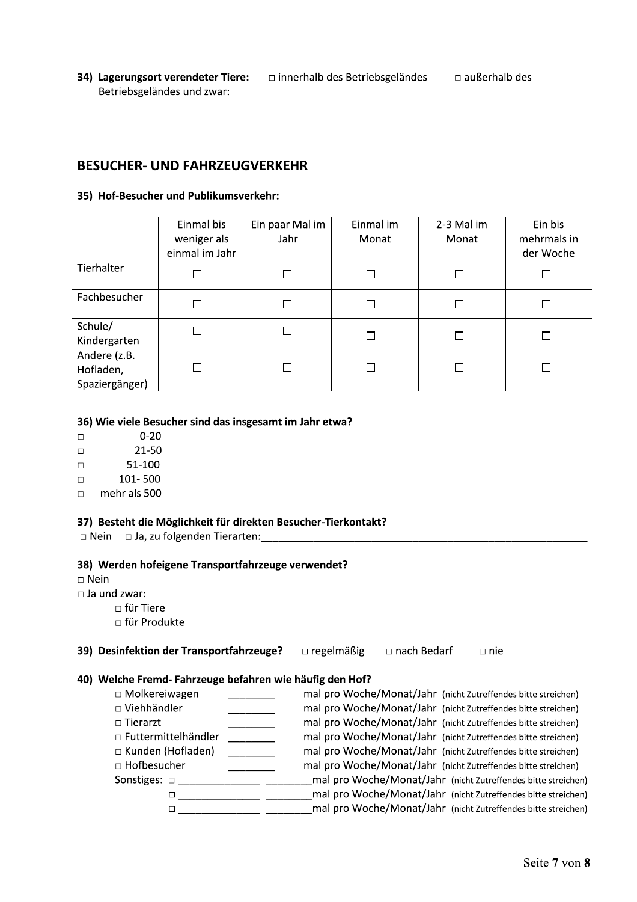**34) Lagerungsort verendeter Tiere:** □ innerhalb des Betriebsgeländes □ außerhalb des Betriebsgeländes und zwar:

---

## BESUCHER- UND FAHRZEUGVERKEHR

**35) Hof-Besucher und Publikumsverkehr:**

| | Einmal bis weniger als einmal im Jahr | Ein paar Mal im Jahr | Einmal im Monat | 2-3 Mal im Monat | Ein bis mehrmals in der Woche |
|---|---|---|---|---|---|
| Tierhalter | ☐ | ☐ | ☐ | ☐ | ☐ |
| Fachbesucher | ☐ | ☐ | ☐ | ☐ | ☐ |
| Schule/ Kindergarten | ☐ | ☐ | ☐ | ☐ | ☐ |
| Andere (z.B. Hofladen, Spaziergänger) | ☐ | ☐ | ☐ | ☐ | ☐ |

**36) Wie viele Besucher sind das insgesamt im Jahr etwa?**

□ 0-20
□ 21-50
□ 51-100
□ 101- 500
□ mehr als 500

**37) Besteht die Möglichkeit für direkten Besucher-Tierkontakt?**

□ Nein □ Ja, zu folgenden Tierarten:\_\_\_\_\_\_\_\_\_\_\_\_\_\_\_\_\_\_\_\_\_\_\_\_\_\_\_\_\_\_\_\_\_\_\_\_\_\_\_\_

**38) Werden hofeigene Transportfahrzeuge verwendet?**

□ Nein
□ Ja und zwar:
- □ für Tiere
- □ für Produkte

**39) Desinfektion der Transportfahrzeuge?** □ regelmäßig □ nach Bedarf □ nie

**40) Welche Fremd- Fahrzeuge befahren wie häufig den Hof?**

□ Molkereiwagen \_\_\_\_\_\_\_\_ mal pro Woche/Monat/Jahr (nicht Zutreffendes bitte streichen)
□ Viehhändler \_\_\_\_\_\_\_\_ mal pro Woche/Monat/Jahr (nicht Zutreffendes bitte streichen)
□ Tierarzt \_\_\_\_\_\_\_\_ mal pro Woche/Monat/Jahr (nicht Zutreffendes bitte streichen)
□ Futtermittelhändler \_\_\_\_\_\_\_\_ mal pro Woche/Monat/Jahr (nicht Zutreffendes bitte streichen)
□ Kunden (Hofladen) \_\_\_\_\_\_\_\_ mal pro Woche/Monat/Jahr (nicht Zutreffendes bitte streichen)
□ Hofbesucher \_\_\_\_\_\_\_\_ mal pro Woche/Monat/Jahr (nicht Zutreffendes bitte streichen)
Sonstiges: □ \_\_\_\_\_\_\_\_\_\_\_\_\_\_ \_\_\_\_\_\_\_\_ mal pro Woche/Monat/Jahr (nicht Zutreffendes bitte streichen)
□ \_\_\_\_\_\_\_\_\_\_\_\_\_\_ \_\_\_\_\_\_\_\_ mal pro Woche/Monat/Jahr (nicht Zutreffendes bitte streichen)
□ \_\_\_\_\_\_\_\_\_\_\_\_\_\_ \_\_\_\_\_\_\_\_ mal pro Woche/Monat/Jahr (nicht Zutreffendes bitte streichen)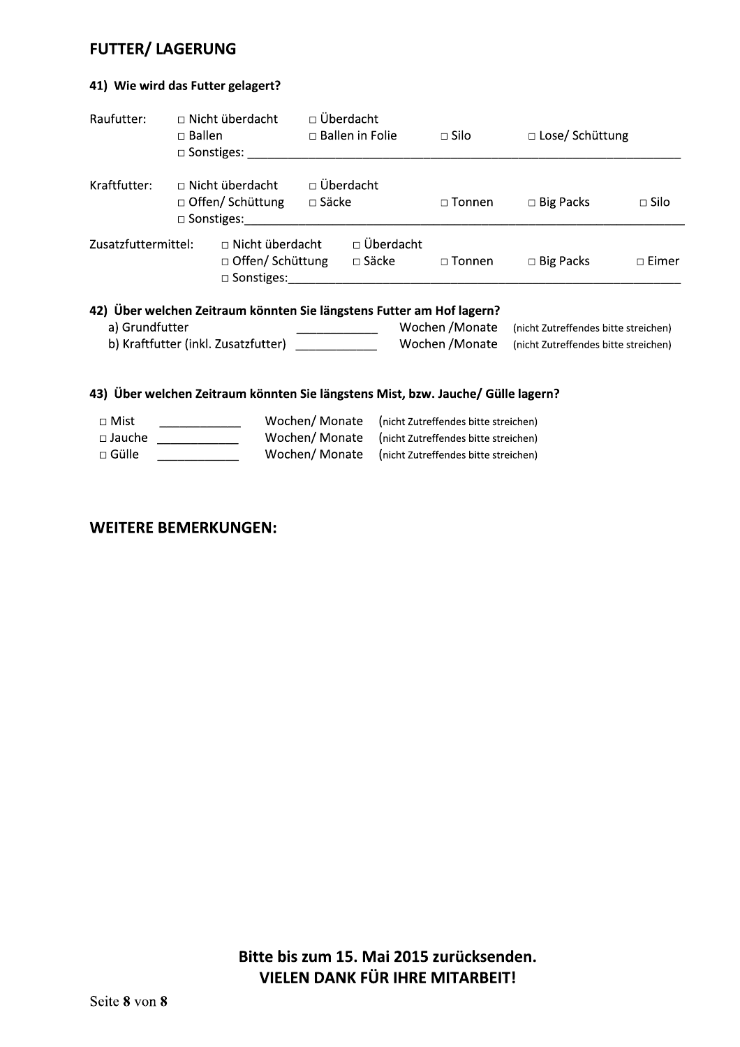## FUTTER/ LAGERUNG

**41) Wie wird das Futter gelagert?**

Raufutter: □ Nicht überdacht □ Überdacht
□ Ballen □ Ballen in Folie □ Silo □ Lose/ Schüttung
□ Sonstiges: ____________________________________________

Kraftfutter: □ Nicht überdacht □ Überdacht
□ Offen/ Schüttung □ Säcke □ Tonnen □ Big Packs □ Silo
□ Sonstiges: ____________________________________________

Zusatzfuttermittel: □ Nicht überdacht □ Überdacht
□ Offen/ Schüttung □ Säcke □ Tonnen □ Big Packs □ Eimer
□ Sonstiges: ____________________________________________

**42) Über welchen Zeitraum könnten Sie längstens Futter am Hof lagern?**

a) Grundfutter ___________ Wochen /Monate (nicht Zutreffendes bitte streichen)
b) Kraftfutter (inkl. Zusatzfutter) ___________ Wochen /Monate (nicht Zutreffendes bitte streichen)

**43) Über welchen Zeitraum könnten Sie längstens Mist, bzw. Jauche/ Gülle lagern?**

□ Mist ___________ Wochen/ Monate (nicht Zutreffendes bitte streichen)
□ Jauche ___________ Wochen/ Monate (nicht Zutreffendes bitte streichen)
□ Gülle ___________ Wochen/ Monate (nicht Zutreffendes bitte streichen)

## WEITERE BEMERKUNGEN:

**Bitte bis zum 15. Mai 2015 zurücksenden.**
**VIELEN DANK FÜR IHRE MITARBEIT!**